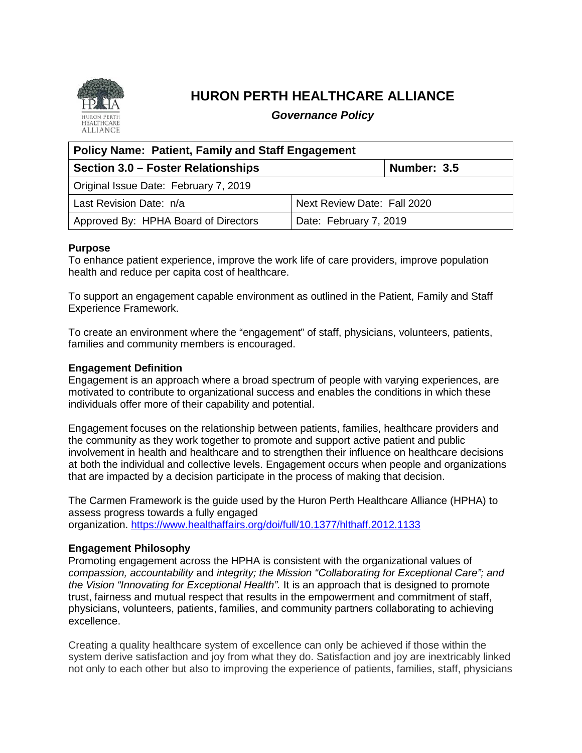# HURON PERTH HEALTHCARE ALLIANCE

***Governance Policy***

| **Policy Name: Patient, Family and Staff Engagement** | |
|---|---|
| **Section 3.0 – Foster Relationships** | **Number: 3.5** |
| Original Issue Date: February 7, 2019 | |
| Last Revision Date: n/a | Next Review Date: Fall 2020 |
| Approved By: HPHA Board of Directors | Date: February 7, 2019 |

**Purpose**

To enhance patient experience, improve the work life of care providers, improve population health and reduce per capita cost of healthcare.

To support an engagement capable environment as outlined in the Patient, Family and Staff Experience Framework.

To create an environment where the "engagement" of staff, physicians, volunteers, patients, families and community members is encouraged.

**Engagement Definition**

Engagement is an approach where a broad spectrum of people with varying experiences, are motivated to contribute to organizational success and enables the conditions in which these individuals offer more of their capability and potential.

Engagement focuses on the relationship between patients, families, healthcare providers and the community as they work together to promote and support active patient and public involvement in health and healthcare and to strengthen their influence on healthcare decisions at both the individual and collective levels. Engagement occurs when people and organizations that are impacted by a decision participate in the process of making that decision.

The Carmen Framework is the guide used by the Huron Perth Healthcare Alliance (HPHA) to assess progress towards a fully engaged organization. https://www.healthaffairs.org/doi/full/10.1377/hlthaff.2012.1133

**Engagement Philosophy**

Promoting engagement across the HPHA is consistent with the organizational values of *compassion, accountability* and *integrity; the Mission "Collaborating for Exceptional Care"; and the Vision "Innovating for Exceptional Health".* It is an approach that is designed to promote trust, fairness and mutual respect that results in the empowerment and commitment of staff, physicians, volunteers, patients, families, and community partners collaborating to achieving excellence.

Creating a quality healthcare system of excellence can only be achieved if those within the system derive satisfaction and joy from what they do. Satisfaction and joy are inextricably linked not only to each other but also to improving the experience of patients, families, staff, physicians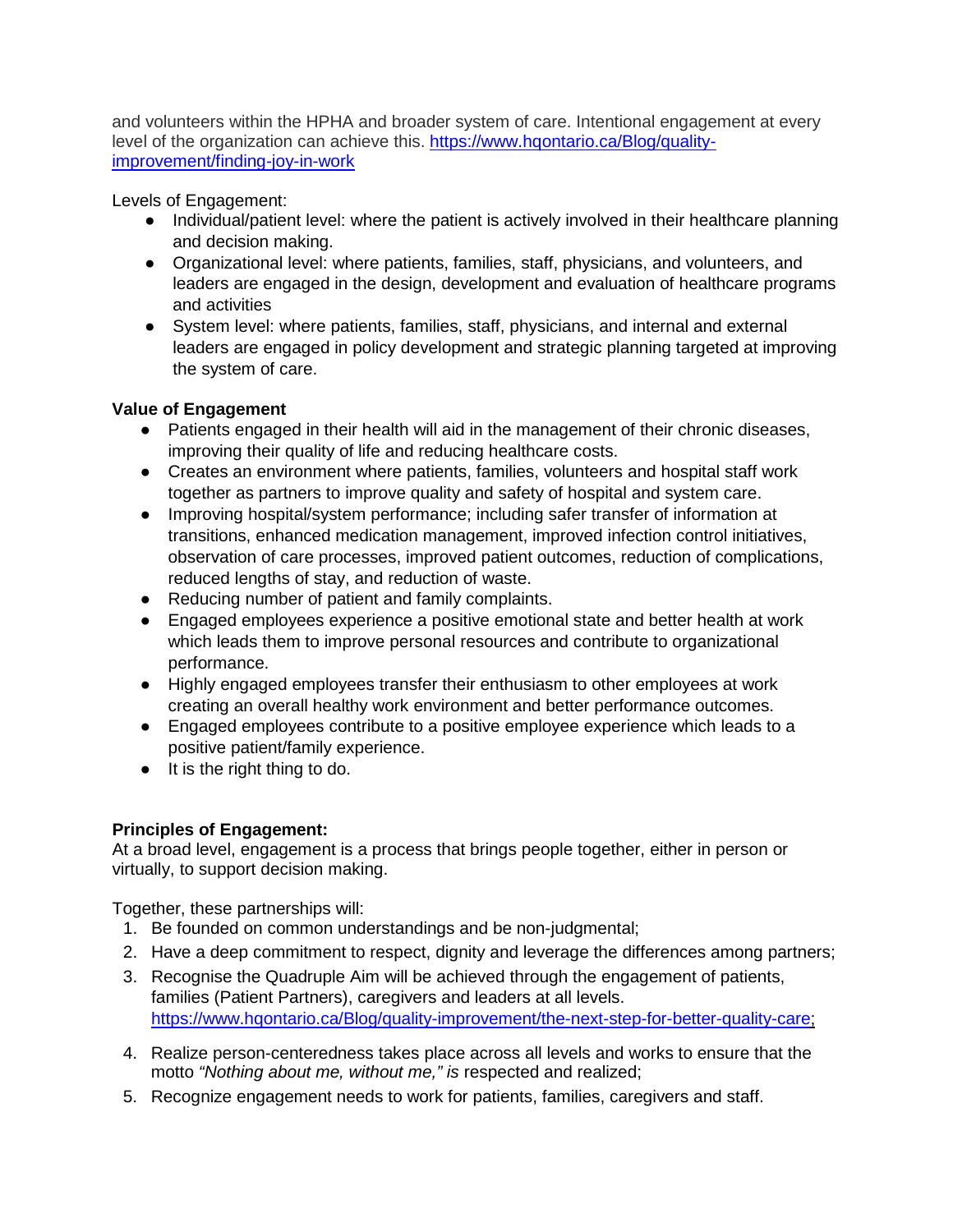and volunteers within the HPHA and broader system of care. Intentional engagement at every level of the organization can achieve this. https://www.hqontario.ca/Blog/quality-improvement/finding-joy-in-work

Levels of Engagement:

- Individual/patient level: where the patient is actively involved in their healthcare planning and decision making.
- Organizational level: where patients, families, staff, physicians, and volunteers, and leaders are engaged in the design, development and evaluation of healthcare programs and activities
- System level: where patients, families, staff, physicians, and internal and external leaders are engaged in policy development and strategic planning targeted at improving the system of care.

**Value of Engagement**

- Patients engaged in their health will aid in the management of their chronic diseases, improving their quality of life and reducing healthcare costs.
- Creates an environment where patients, families, volunteers and hospital staff work together as partners to improve quality and safety of hospital and system care.
- Improving hospital/system performance; including safer transfer of information at transitions, enhanced medication management, improved infection control initiatives, observation of care processes, improved patient outcomes, reduction of complications, reduced lengths of stay, and reduction of waste.
- Reducing number of patient and family complaints.
- Engaged employees experience a positive emotional state and better health at work which leads them to improve personal resources and contribute to organizational performance.
- Highly engaged employees transfer their enthusiasm to other employees at work creating an overall healthy work environment and better performance outcomes.
- Engaged employees contribute to a positive employee experience which leads to a positive patient/family experience.
- It is the right thing to do.

**Principles of Engagement:**

At a broad level, engagement is a process that brings people together, either in person or virtually, to support decision making.

Together, these partnerships will:

1. Be founded on common understandings and be non-judgmental;
2. Have a deep commitment to respect, dignity and leverage the differences among partners;
3. Recognise the Quadruple Aim will be achieved through the engagement of patients, families (Patient Partners), caregivers and leaders at all levels. https://www.hqontario.ca/Blog/quality-improvement/the-next-step-for-better-quality-care;
4. Realize person-centeredness takes place across all levels and works to ensure that the motto *"Nothing about me, without me," is* respected and realized;
5. Recognize engagement needs to work for patients, families, caregivers and staff.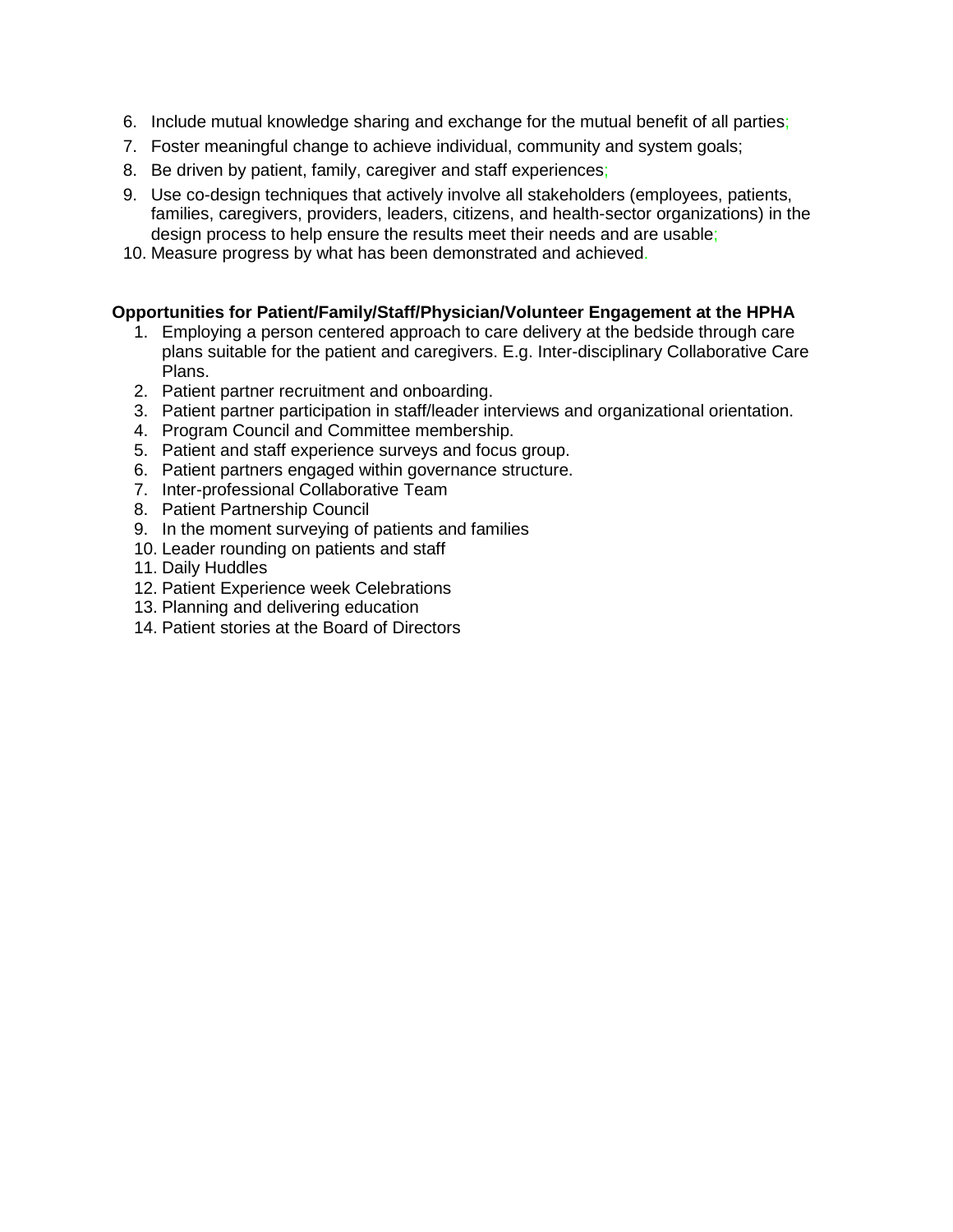6. Include mutual knowledge sharing and exchange for the mutual benefit of all parties;
7. Foster meaningful change to achieve individual, community and system goals;
8. Be driven by patient, family, caregiver and staff experiences;
9. Use co-design techniques that actively involve all stakeholders (employees, patients, families, caregivers, providers, leaders, citizens, and health-sector organizations) in the design process to help ensure the results meet their needs and are usable;
10. Measure progress by what has been demonstrated and achieved.

**Opportunities for Patient/Family/Staff/Physician/Volunteer Engagement at the HPHA**

1. Employing a person centered approach to care delivery at the bedside through care plans suitable for the patient and caregivers. E.g. Inter-disciplinary Collaborative Care Plans.
2. Patient partner recruitment and onboarding.
3. Patient partner participation in staff/leader interviews and organizational orientation.
4. Program Council and Committee membership.
5. Patient and staff experience surveys and focus group.
6. Patient partners engaged within governance structure.
7. Inter-professional Collaborative Team
8. Patient Partnership Council
9. In the moment surveying of patients and families
10. Leader rounding on patients and staff
11. Daily Huddles
12. Patient Experience week Celebrations
13. Planning and delivering education
14. Patient stories at the Board of Directors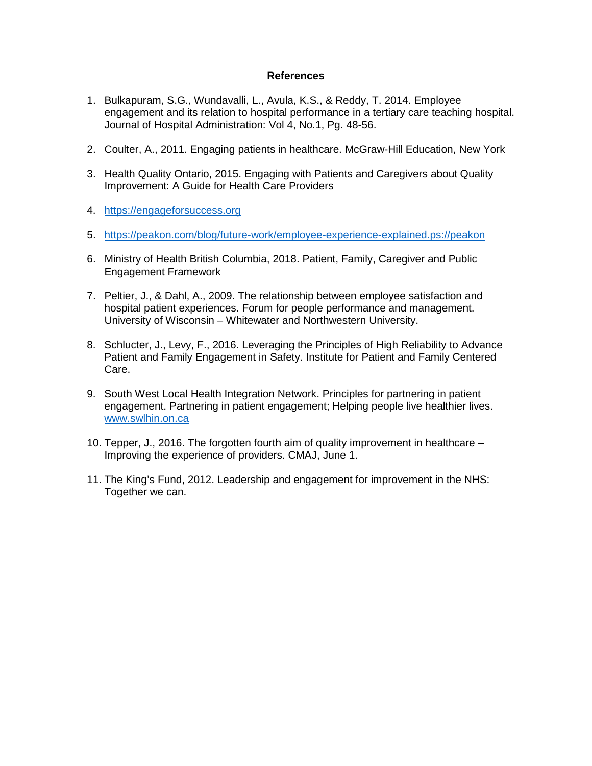## References

1. Bulkapuram, S.G., Wundavalli, L., Avula, K.S., & Reddy, T. 2014. Employee engagement and its relation to hospital performance in a tertiary care teaching hospital. Journal of Hospital Administration: Vol 4, No.1, Pg. 48-56.

2. Coulter, A., 2011. Engaging patients in healthcare. McGraw-Hill Education, New York

3. Health Quality Ontario, 2015. Engaging with Patients and Caregivers about Quality Improvement: A Guide for Health Care Providers

4. https://engageforsuccess.org

5. https://peakon.com/blog/future-work/employee-experience-explained.ps://peakon

6. Ministry of Health British Columbia, 2018. Patient, Family, Caregiver and Public Engagement Framework

7. Peltier, J., & Dahl, A., 2009. The relationship between employee satisfaction and hospital patient experiences. Forum for people performance and management. University of Wisconsin – Whitewater and Northwestern University.

8. Schlucter, J., Levy, F., 2016. Leveraging the Principles of High Reliability to Advance Patient and Family Engagement in Safety. Institute for Patient and Family Centered Care.

9. South West Local Health Integration Network. Principles for partnering in patient engagement. Partnering in patient engagement; Helping people live healthier lives. www.swlhin.on.ca

10. Tepper, J., 2016. The forgotten fourth aim of quality improvement in healthcare – Improving the experience of providers. CMAJ, June 1.

11. The King's Fund, 2012. Leadership and engagement for improvement in the NHS: Together we can.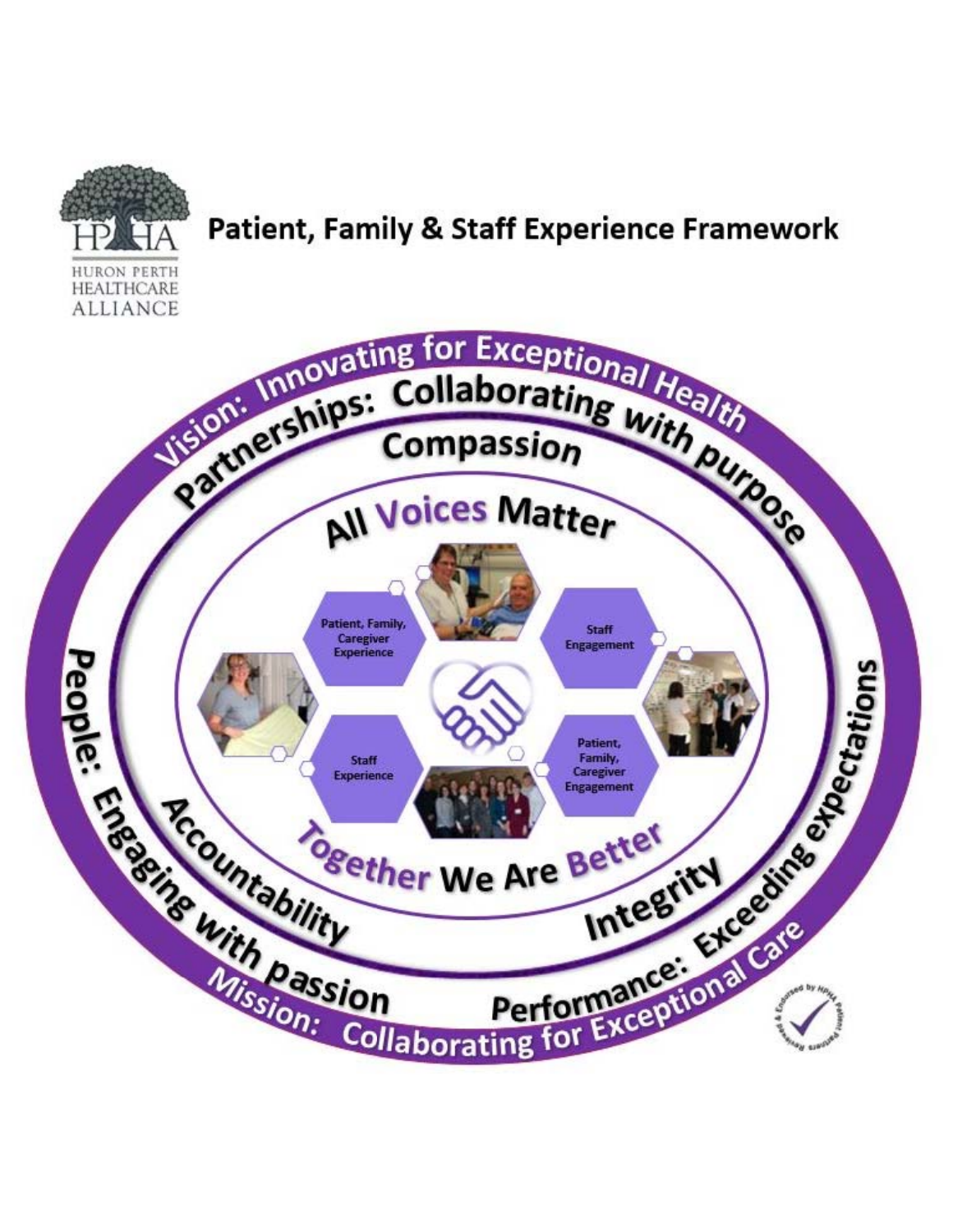HPHA HURON PERTH HEALTHCARE ALLIANCE

# Patient, Family & Staff Experience Framework

Vision: Innovating for Exceptional Health

Partnerships: Collaborating with purpose

Compassion

All Voices Matter

Patient, Family, Caregiver Experience

Staff Engagement

Staff Experience

Patient, Family, Caregiver Engagement

Together We Are Better

People: Engaging with passion

Accountability

Integrity

Performance: Exceeding expectations

Mission: Collaborating for Exceptional Care

Reviewed & Endorsed by HPHA Patient Partners